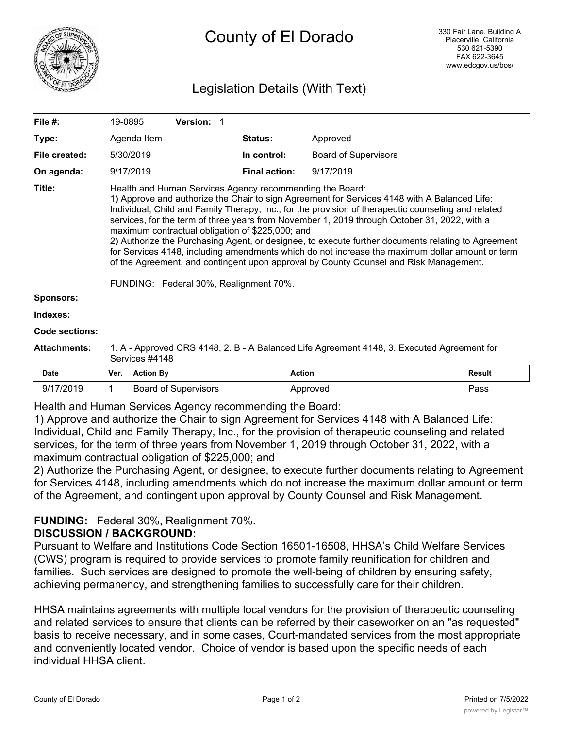# County of El Dorado

330 Fair Lane, Building A
Placerville, California
530 621-5390
FAX 622-3645
www.edcgov.us/bos/

## Legislation Details (With Text)

| | | | |
|---|---|---|---|
| **File #:** | 19-0895 **Version:** 1 | | |
| **Type:** | Agenda Item | **Status:** | Approved |
| **File created:** | 5/30/2019 | **In control:** | Board of Supervisors |
| **On agenda:** | 9/17/2019 | **Final action:** | 9/17/2019 |

**Title:** Health and Human Services Agency recommending the Board:
1) Approve and authorize the Chair to sign Agreement for Services 4148 with A Balanced Life: Individual, Child and Family Therapy, Inc., for the provision of therapeutic counseling and related services, for the term of three years from November 1, 2019 through October 31, 2022, with a maximum contractual obligation of $225,000; and
2) Authorize the Purchasing Agent, or designee, to execute further documents relating to Agreement for Services 4148, including amendments which do not increase the maximum dollar amount or term of the Agreement, and contingent upon approval by County Counsel and Risk Management.

FUNDING: Federal 30%, Realignment 70%.

**Sponsors:**

**Indexes:**

**Code sections:**

**Attachments:** 1. A - Approved CRS 4148, 2. B - A Balanced Life Agreement 4148, 3. Executed Agreement for Services #4148

| Date | Ver. | Action By | Action | Result |
|---|---|---|---|---|
| 9/17/2019 | 1 | Board of Supervisors | Approved | Pass |

Health and Human Services Agency recommending the Board:
1) Approve and authorize the Chair to sign Agreement for Services 4148 with A Balanced Life: Individual, Child and Family Therapy, Inc., for the provision of therapeutic counseling and related services, for the term of three years from November 1, 2019 through October 31, 2022, with a maximum contractual obligation of $225,000; and
2) Authorize the Purchasing Agent, or designee, to execute further documents relating to Agreement for Services 4148, including amendments which do not increase the maximum dollar amount or term of the Agreement, and contingent upon approval by County Counsel and Risk Management.

**FUNDING:** Federal 30%, Realignment 70%.

**DISCUSSION / BACKGROUND:**

Pursuant to Welfare and Institutions Code Section 16501-16508, HHSA's Child Welfare Services (CWS) program is required to provide services to promote family reunification for children and families. Such services are designed to promote the well-being of children by ensuring safety, achieving permanency, and strengthening families to successfully care for their children.

HHSA maintains agreements with multiple local vendors for the provision of therapeutic counseling and related services to ensure that clients can be referred by their caseworker on an "as requested" basis to receive necessary, and in some cases, Court-mandated services from the most appropriate and conveniently located vendor. Choice of vendor is based upon the specific needs of each individual HHSA client.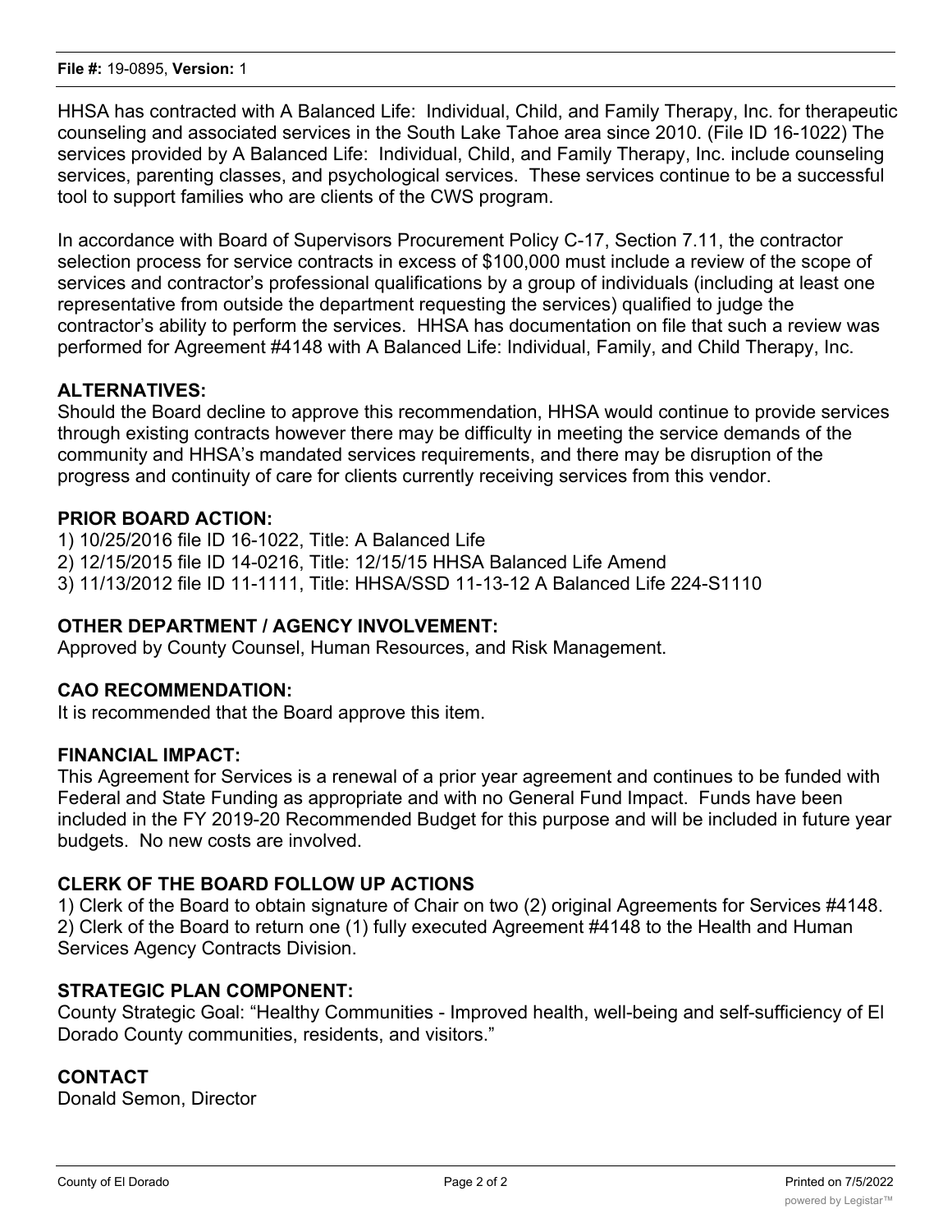HHSA has contracted with A Balanced Life: Individual, Child, and Family Therapy, Inc. for therapeutic counseling and associated services in the South Lake Tahoe area since 2010. (File ID 16-1022) The services provided by A Balanced Life: Individual, Child, and Family Therapy, Inc. include counseling services, parenting classes, and psychological services. These services continue to be a successful tool to support families who are clients of the CWS program.

In accordance with Board of Supervisors Procurement Policy C-17, Section 7.11, the contractor selection process for service contracts in excess of $100,000 must include a review of the scope of services and contractor's professional qualifications by a group of individuals (including at least one representative from outside the department requesting the services) qualified to judge the contractor's ability to perform the services. HHSA has documentation on file that such a review was performed for Agreement #4148 with A Balanced Life: Individual, Family, and Child Therapy, Inc.

## ALTERNATIVES:

Should the Board decline to approve this recommendation, HHSA would continue to provide services through existing contracts however there may be difficulty in meeting the service demands of the community and HHSA's mandated services requirements, and there may be disruption of the progress and continuity of care for clients currently receiving services from this vendor.

## PRIOR BOARD ACTION:

1) 10/25/2016 file ID 16-1022, Title: A Balanced Life
2) 12/15/2015 file ID 14-0216, Title: 12/15/15 HHSA Balanced Life Amend
3) 11/13/2012 file ID 11-1111, Title: HHSA/SSD 11-13-12 A Balanced Life 224-S1110

## OTHER DEPARTMENT / AGENCY INVOLVEMENT:

Approved by County Counsel, Human Resources, and Risk Management.

## CAO RECOMMENDATION:

It is recommended that the Board approve this item.

## FINANCIAL IMPACT:

This Agreement for Services is a renewal of a prior year agreement and continues to be funded with Federal and State Funding as appropriate and with no General Fund Impact. Funds have been included in the FY 2019-20 Recommended Budget for this purpose and will be included in future year budgets. No new costs are involved.

## CLERK OF THE BOARD FOLLOW UP ACTIONS

1) Clerk of the Board to obtain signature of Chair on two (2) original Agreements for Services #4148.
2) Clerk of the Board to return one (1) fully executed Agreement #4148 to the Health and Human Services Agency Contracts Division.

## STRATEGIC PLAN COMPONENT:

County Strategic Goal: "Healthy Communities - Improved health, well-being and self-sufficiency of El Dorado County communities, residents, and visitors."

## CONTACT

Donald Semon, Director